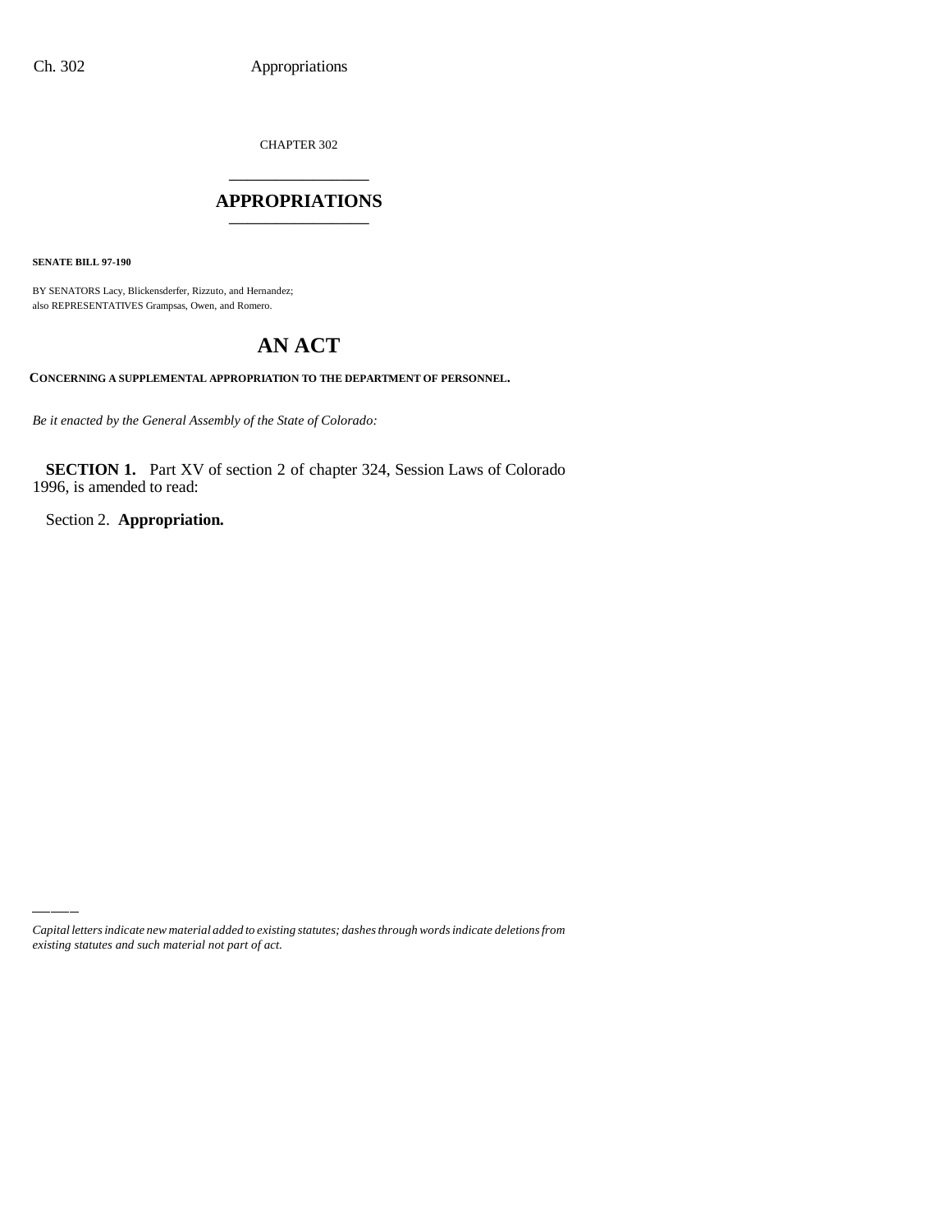CHAPTER 302

# APPROPRIATIONS

**SENATE BILL 97-190**

BY SENATORS Lacy, Blickensderfer, Rizzuto, and Hernandez;
also REPRESENTATIVES Grampsas, Owen, and Romero.

# AN ACT

**CONCERNING A SUPPLEMENTAL APPROPRIATION TO THE DEPARTMENT OF PERSONNEL.**

*Be it enacted by the General Assembly of the State of Colorado:*

**SECTION 1.** Part XV of section 2 of chapter 324, Session Laws of Colorado 1996, is amended to read:

Section 2. **Appropriation.**

*Capital letters indicate new material added to existing statutes; dashes through words indicate deletions from existing statutes and such material not part of act.*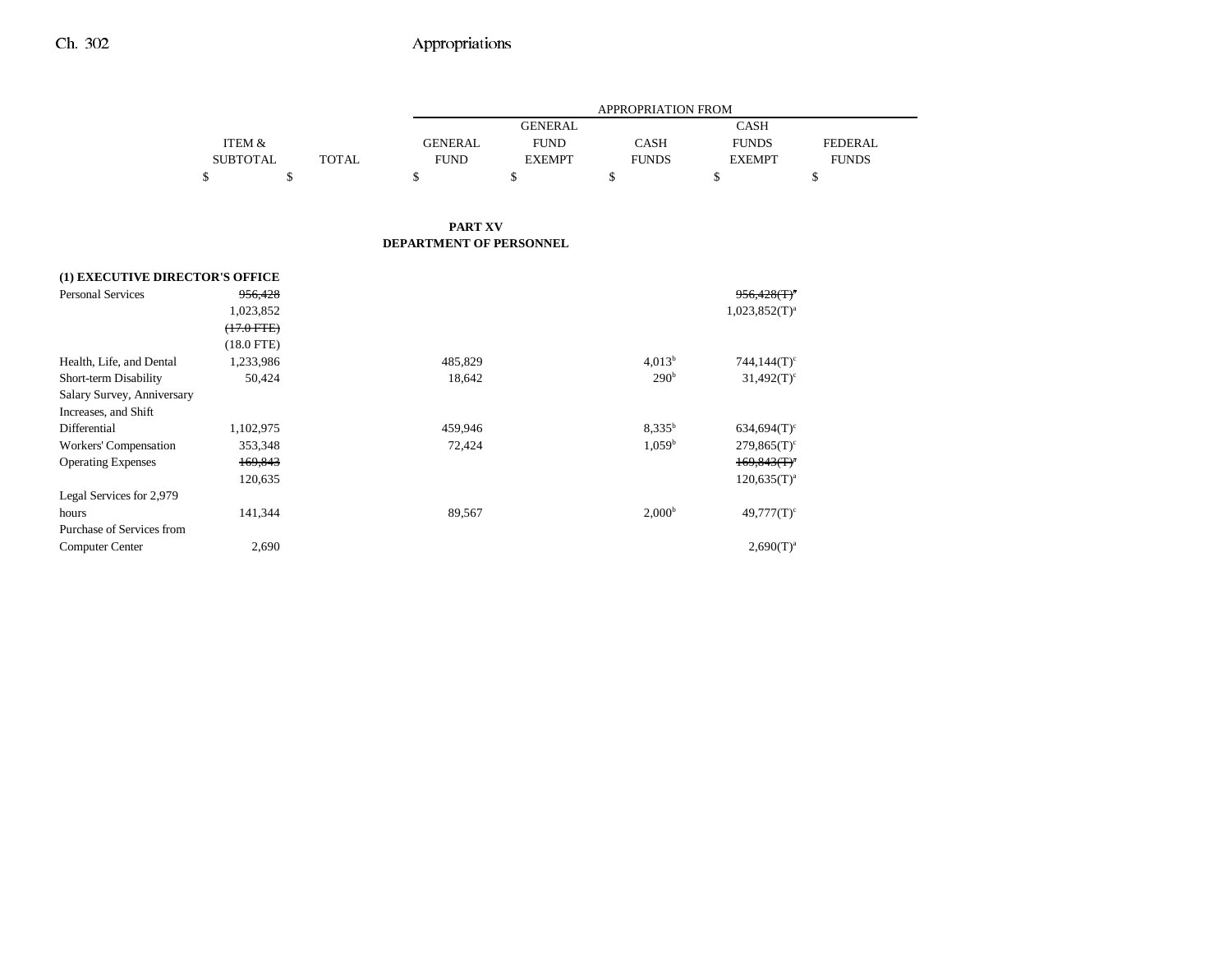**PART XV**
**DEPARTMENT OF PERSONNEL**

| | ITEM & SUBTOTAL | TOTAL | GENERAL FUND | GENERAL FUND EXEMPT | CASH FUNDS | CASH FUNDS EXEMPT | FEDERAL FUNDS |
|---|---|---|---|---|---|---|---|
| | | | APPROPRIATION FROM | | | | |
| | $ | $ | $ | $ | $ | $ | $ |
| **(1) EXECUTIVE DIRECTOR'S OFFICE** | | | | | | | |
| Personal Services | ~~956,428~~ | | | | | ~~956,428(T)[a]~~ | |
| | 1,023,852 | | | | | 1,023,852(T)[a] | |
| | ~~(17.0 FTE)~~ | | | | | | |
| | (18.0 FTE) | | | | | | |
| Health, Life, and Dental | 1,233,986 | | 485,829 | | 4,013[b] | 744,144(T)[c] | |
| Short-term Disability | 50,424 | | 18,642 | | 290[b] | 31,492(T)[c] | |
| Salary Survey, Anniversary Increases, and Shift Differential | 1,102,975 | | 459,946 | | 8,335[b] | 634,694(T)[c] | |
| Workers' Compensation | 353,348 | | 72,424 | | 1,059[b] | 279,865(T)[c] | |
| Operating Expenses | ~~169,843~~ | | | | | ~~169,843(T)[a]~~ | |
| | 120,635 | | | | | 120,635(T)[a] | |
| Legal Services for 2,979 hours | 141,344 | | 89,567 | | 2,000[b] | 49,777(T)[c] | |
| Purchase of Services from Computer Center | 2,690 | | | | | 2,690(T)[a] | |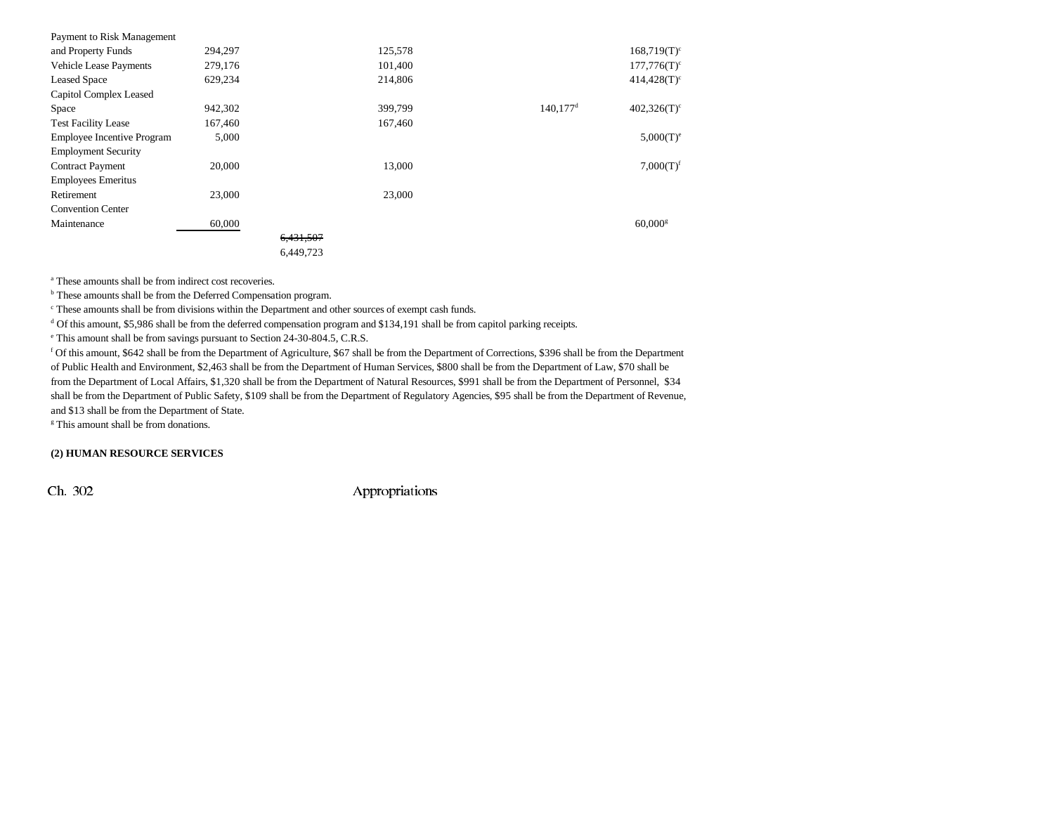| | | | | | | |
|---|---|---|---|---|---|---|
| Payment to Risk Management and Property Funds | 294,297 | | 125,578 | | | 168,719(T)[c] |
| Vehicle Lease Payments | 279,176 | | 101,400 | | | 177,776(T)[c] |
| Leased Space | 629,234 | | 214,806 | | | 414,428(T)[c] |
| Capitol Complex Leased Space | 942,302 | | 399,799 | | 140,177[d] | 402,326(T)[c] |
| Test Facility Lease | 167,460 | | 167,460 | | | |
| Employee Incentive Program | 5,000 | | | | | 5,000(T)[e] |
| Employment Security Contract Payment | 20,000 | | 13,000 | | | 7,000(T)[f] |
| Employees Emeritus Retirement | 23,000 | | 23,000 | | | |
| Convention Center Maintenance | 60,000 | | | | | 60,000[g] |
| | | ~~6,431,507~~ 6,449,723 | | | | |

[a] These amounts shall be from indirect cost recoveries.

[b] These amounts shall be from the Deferred Compensation program.

[c] These amounts shall be from divisions within the Department and other sources of exempt cash funds.

[d] Of this amount, $5,986 shall be from the deferred compensation program and $134,191 shall be from capitol parking receipts.

[e] This amount shall be from savings pursuant to Section 24-30-804.5, C.R.S.

[f] Of this amount, $642 shall be from the Department of Agriculture, $67 shall be from the Department of Corrections, $396 shall be from the Department of Public Health and Environment, $2,463 shall be from the Department of Human Services, $800 shall be from the Department of Law, $70 shall be from the Department of Local Affairs, $1,320 shall be from the Department of Natural Resources, $991 shall be from the Department of Personnel, $34 shall be from the Department of Public Safety, $109 shall be from the Department of Regulatory Agencies, $95 shall be from the Department of Revenue, and $13 shall be from the Department of State.

[g] This amount shall be from donations.

**(2) HUMAN RESOURCE SERVICES**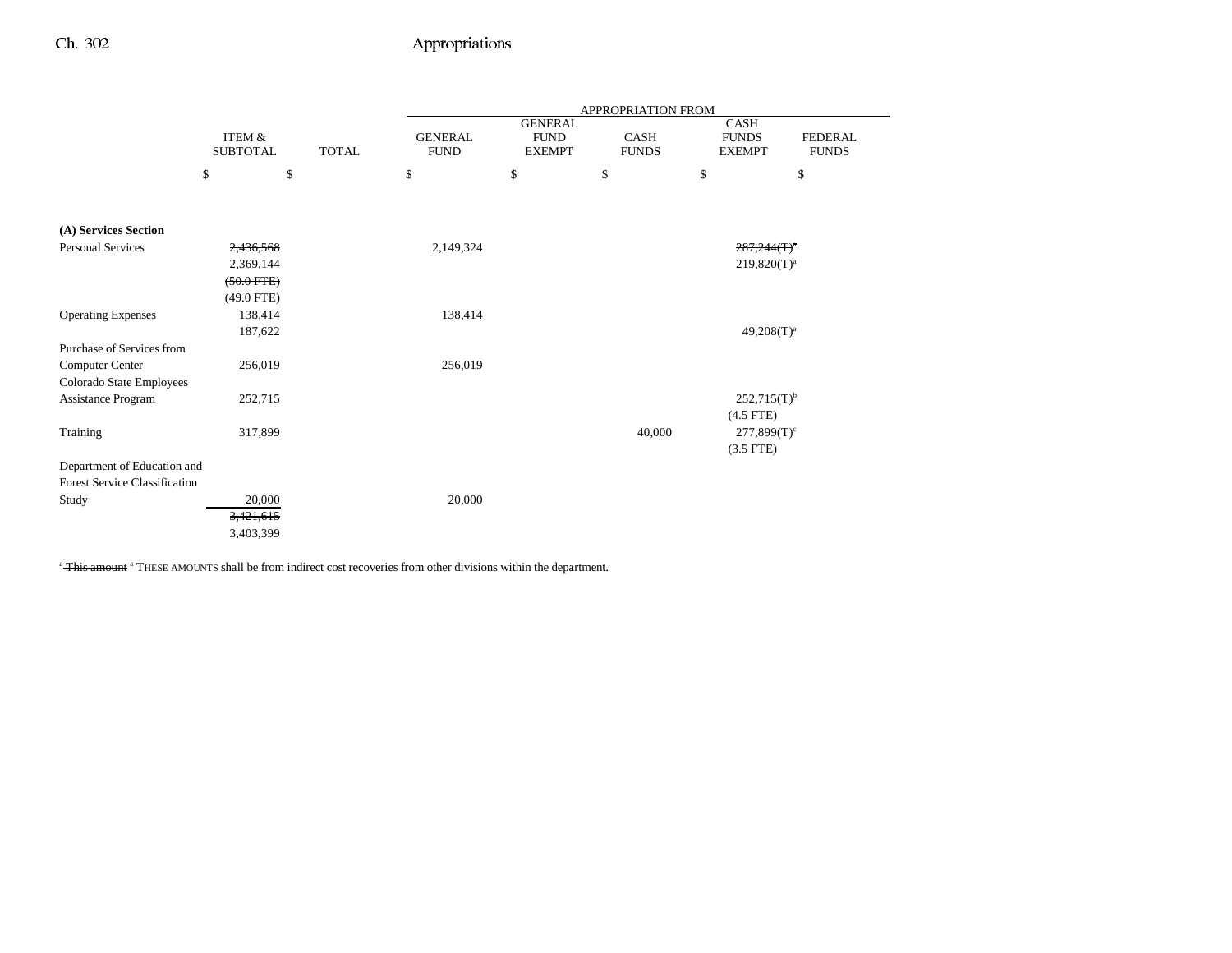| | ITEM & SUBTOTAL | TOTAL | APPROPRIATION FROM GENERAL FUND | GENERAL FUND EXEMPT | CASH FUNDS | CASH FUNDS EXEMPT | FEDERAL FUNDS |
|---|---|---|---|---|---|---|---|
| | $ | $ | $ | $ | $ | $ | $ |
| **(A) Services Section** | | | | | | | |
| Personal Services | ~~2,436,568~~ | | 2,149,324 | | | ~~287,244(T)~~[a] | |
| | 2,369,144 | | | | | 219,820(T)[a] | |
| | ~~(50.0 FTE)~~ | | | | | | |
| | (49.0 FTE) | | | | | | |
| Operating Expenses | ~~138,414~~ | | 138,414 | | | | |
| | 187,622 | | | | | 49,208(T)[a] | |
| Purchase of Services from Computer Center | 256,019 | | 256,019 | | | | |
| Colorado State Employees Assistance Program | 252,715 | | | | | 252,715(T)[b] | |
| | | | | | | (4.5 FTE) | |
| Training | 317,899 | | | | 40,000 | 277,899(T)[c] | |
| | | | | | | (3.5 FTE) | |
| Department of Education and Forest Service Classification Study | 20,000 | | 20,000 | | | | |
| | ~~3,421,615~~ | | | | | | |
| | 3,403,399 | | | | | | |

~~[a] This amount~~ [a] THESE AMOUNTS shall be from indirect cost recoveries from other divisions within the department.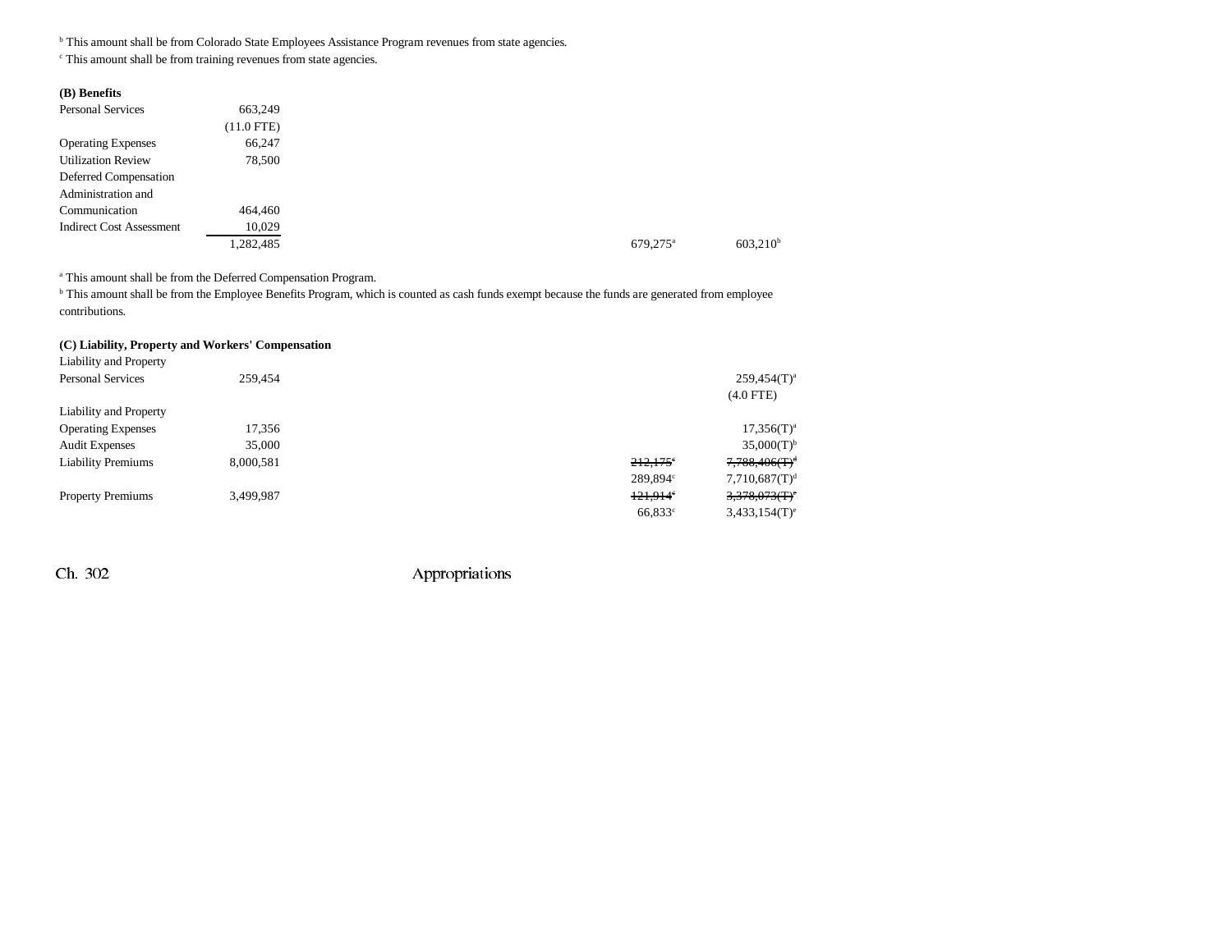[b] This amount shall be from Colorado State Employees Assistance Program revenues from state agencies.

[c] This amount shall be from training revenues from state agencies.

**(B) Benefits**

| | | | | | |
|---|---|---|---|---|---|
| Personal Services | 663,249 | | | | |
| | (11.0 FTE) | | | | |
| Operating Expenses | 66,247 | | | | |
| Utilization Review | 78,500 | | | | |
| Deferred Compensation Administration and Communication | 464,460 | | | | |
| Indirect Cost Assessment | 10,029 | | | | |
| | 1,282,485 | | | 679,275[a] | 603,210[b] |

[a] This amount shall be from the Deferred Compensation Program.

[b] This amount shall be from the Employee Benefits Program, which is counted as cash funds exempt because the funds are generated from employee contributions.

**(C) Liability, Property and Workers' Compensation**

| | | | | | |
|---|---|---|---|---|---|
| Liability and Property Personal Services | 259,454 | | | | 259,454(T)[a] |
| | | | | | (4.0 FTE) |
| Liability and Property Operating Expenses | 17,356 | | | | 17,356(T)[a] |
| Audit Expenses | 35,000 | | | | 35,000(T)[b] |
| Liability Premiums | 8,000,581 | | | ~~212,175~~[c] | ~~7,788,406(T)~~[d] |
| | | | | 289,894[c] | 7,710,687(T)[d] |
| Property Premiums | 3,499,987 | | | ~~121,914~~[c] | ~~3,378,073(T)~~[e] |
| | | | | 66,833[c] | 3,433,154(T)[e] |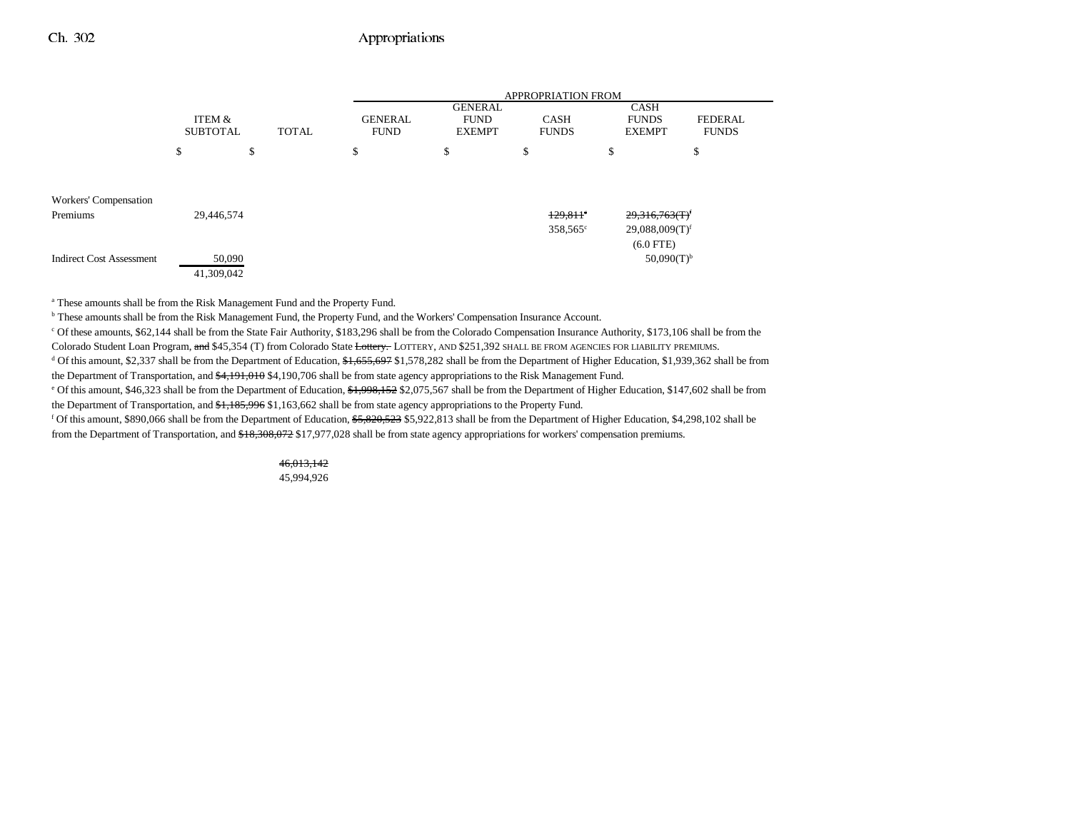| | ITEM & SUBTOTAL | TOTAL | APPROPRIATION FROM GENERAL FUND | GENERAL FUND EXEMPT | CASH FUNDS | CASH FUNDS EXEMPT | FEDERAL FUNDS |
|---|---|---|---|---|---|---|---|
| | $ | $ | $ | $ | $ | $ | $ |
| Workers' Compensation Premiums | 29,446,574 | | | | ~~129,811~~[a] 358,565[c] | ~~29,316,763(T)~~[f] 29,088,009(T)[f] (6.0 FTE) | |
| Indirect Cost Assessment | 50,090 | | | | | 50,090(T)[b] | |
| | 41,309,042 | | | | | | |

[a] These amounts shall be from the Risk Management Fund and the Property Fund.

[b] These amounts shall be from the Risk Management Fund, the Property Fund, and the Workers' Compensation Insurance Account.

[c] Of these amounts, $62,144 shall be from the State Fair Authority, $183,296 shall be from the Colorado Compensation Insurance Authority, $173,106 shall be from the Colorado Student Loan Program, ~~and~~ $45,354 (T) from Colorado State ~~Lottery.~~ LOTTERY, AND $251,392 SHALL BE FROM AGENCIES FOR LIABILITY PREMIUMS.

[d] Of this amount, $2,337 shall be from the Department of Education, ~~$1,655,697~~ $1,578,282 shall be from the Department of Higher Education, $1,939,362 shall be from the Department of Transportation, and ~~$4,191,010~~ $4,190,706 shall be from state agency appropriations to the Risk Management Fund.

[e] Of this amount, $46,323 shall be from the Department of Education, ~~$1,998,152~~ $2,075,567 shall be from the Department of Higher Education, $147,602 shall be from the Department of Transportation, and ~~$1,185,996~~ $1,163,662 shall be from state agency appropriations to the Property Fund.

[f] Of this amount, $890,066 shall be from the Department of Education, ~~$5,820,523~~ $5,922,813 shall be from the Department of Higher Education, $4,298,102 shall be from the Department of Transportation, and ~~$18,308,072~~ $17,977,028 shall be from state agency appropriations for workers' compensation premiums.

~~46,013,142~~
45,994,926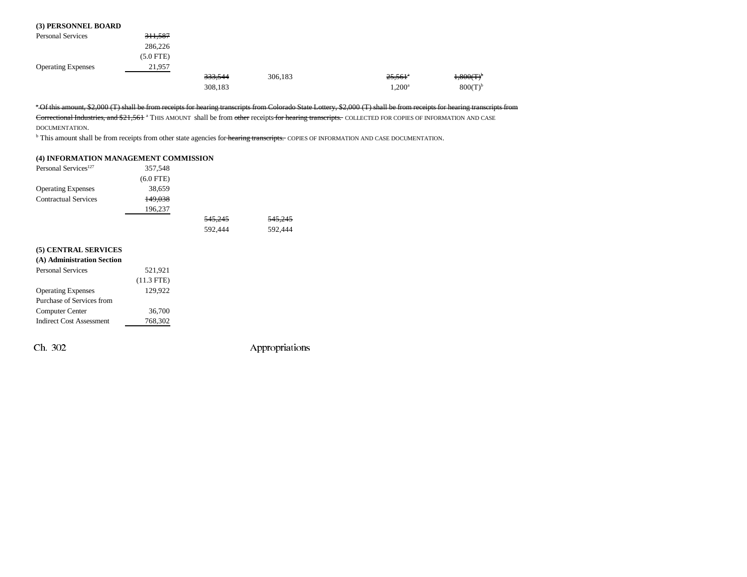**(3) PERSONNEL BOARD**

| | | | | | | |
|---|---|---|---|---|---|---|
| Personal Services | ~~311,587~~ | | | | | |
| | 286,226 | | | | | |
| | (5.0 FTE) | | | | | |
| Operating Expenses | 21,957 | | | | | |
| | | ~~333,544~~ | 306,183 | | ~~25,561~~[a] | ~~1,800(T)~~[b] |
| | | 308,183 | | | 1,200[a] | 800(T)[b] |

~~[a] Of this amount, $2,000 (T) shall be from receipts for hearing transcripts from Colorado State Lottery, $2,000 (T) shall be from receipts for hearing transcripts from Correctional Industries, and $21,561~~ [a] THIS AMOUNT shall be from ~~other~~ receipts ~~for hearing transcripts.~~ COLLECTED FOR COPIES OF INFORMATION AND CASE DOCUMENTATION.

[b] This amount shall be from receipts from other state agencies for ~~hearing transcripts.~~ COPIES OF INFORMATION AND CASE DOCUMENTATION.

**(4) INFORMATION MANAGEMENT COMMISSION**

| | | | |
|---|---|---|---|
| Personal Services[127] | 357,548 | | |
| | (6.0 FTE) | | |
| Operating Expenses | 38,659 | | |
| Contractual Services | ~~149,038~~ | | |
| | 196,237 | | |
| | | ~~545,245~~ | ~~545,245~~ |
| | | 592,444 | 592,444 |

**(5) CENTRAL SERVICES**

**(A) Administration Section**

| | |
|---|---|
| Personal Services | 521,921 |
| | (11.3 FTE) |
| Operating Expenses | 129,922 |
| Purchase of Services from Computer Center | 36,700 |
| Indirect Cost Assessment | 768,302 |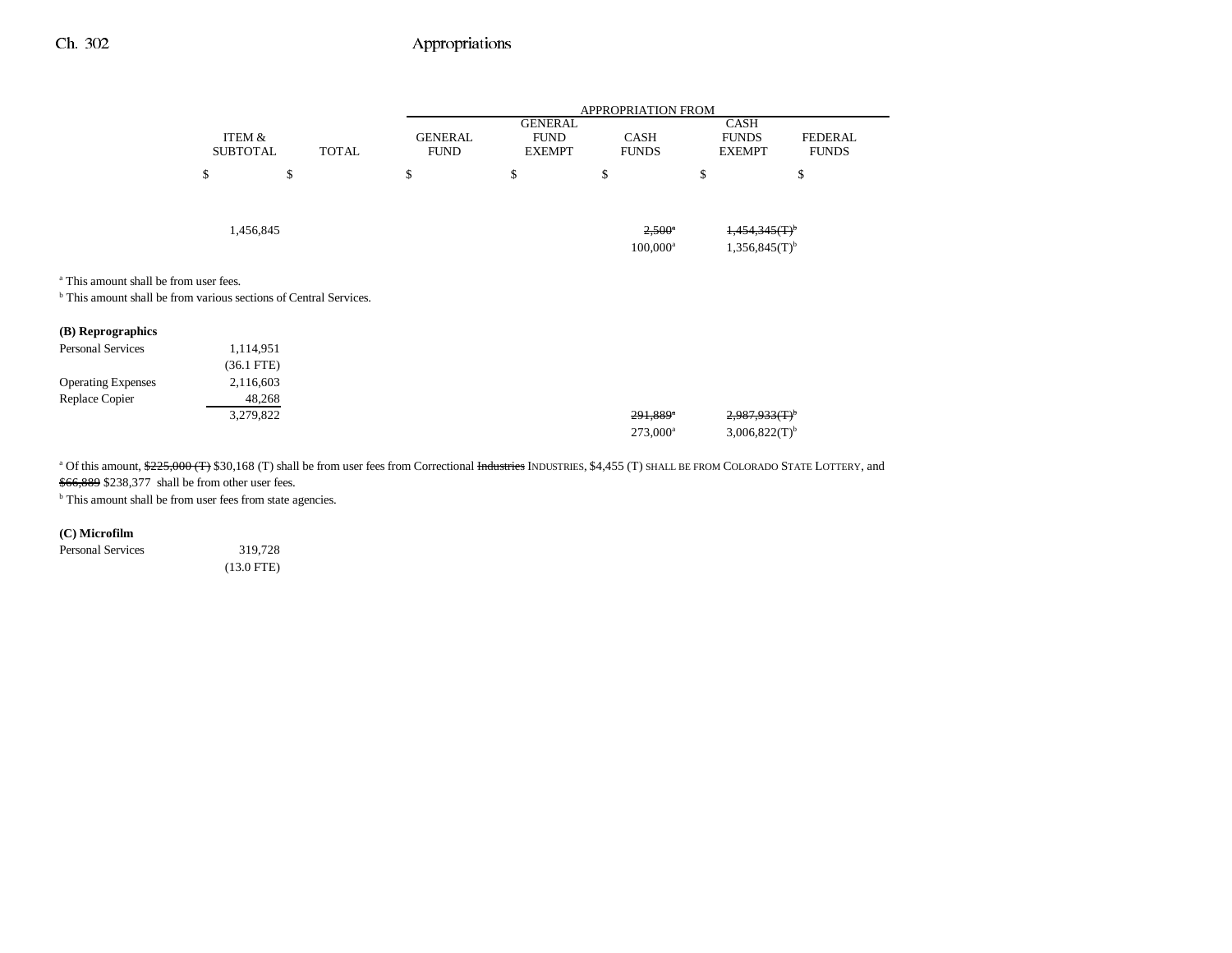| | ITEM & SUBTOTAL | TOTAL | GENERAL FUND | GENERAL FUND EXEMPT | CASH FUNDS | CASH FUNDS EXEMPT | FEDERAL FUNDS |
|---|---|---|---|---|---|---|---|
| | | | APPROPRIATION FROM | | | | |
| | $ | $ | $ | $ | $ | $ | $ |
| | 1,456,845 | | | | ~~2,500~~[a] | ~~1,454,345(T)~~[b] | |
| | | | | | 100,000[a] | 1,356,845(T)[b] | |

[a] This amount shall be from user fees.
[b] This amount shall be from various sections of Central Services.

| | ITEM & SUBTOTAL | TOTAL | GENERAL FUND | GENERAL FUND EXEMPT | CASH FUNDS | CASH FUNDS EXEMPT | FEDERAL FUNDS |
|---|---|---|---|---|---|---|---|
| **(B) Reprographics** | | | | | | | |
| Personal Services | 1,114,951 | | | | | | |
| | (36.1 FTE) | | | | | | |
| Operating Expenses | 2,116,603 | | | | | | |
| Replace Copier | 48,268 | | | | | | |
| | 3,279,822 | | | | ~~291,889~~[a] | ~~2,987,933(T)~~[b] | |
| | | | | | 273,000[a] | 3,006,822(T)[b] | |

[a] Of this amount, ~~$225,000 (T)~~ $30,168 (T) shall be from user fees from Correctional ~~Industries~~ INDUSTRIES, $4,455 (T) SHALL BE FROM COLORADO STATE LOTTERY, and ~~$66,889~~ $238,377 shall be from other user fees.
[b] This amount shall be from user fees from state agencies.

| | ITEM & SUBTOTAL | TOTAL | GENERAL FUND | GENERAL FUND EXEMPT | CASH FUNDS | CASH FUNDS EXEMPT | FEDERAL FUNDS |
|---|---|---|---|---|---|---|---|
| **(C) Microfilm** | | | | | | | |
| Personal Services | 319,728 | | | | | | |
| | (13.0 FTE) | | | | | | |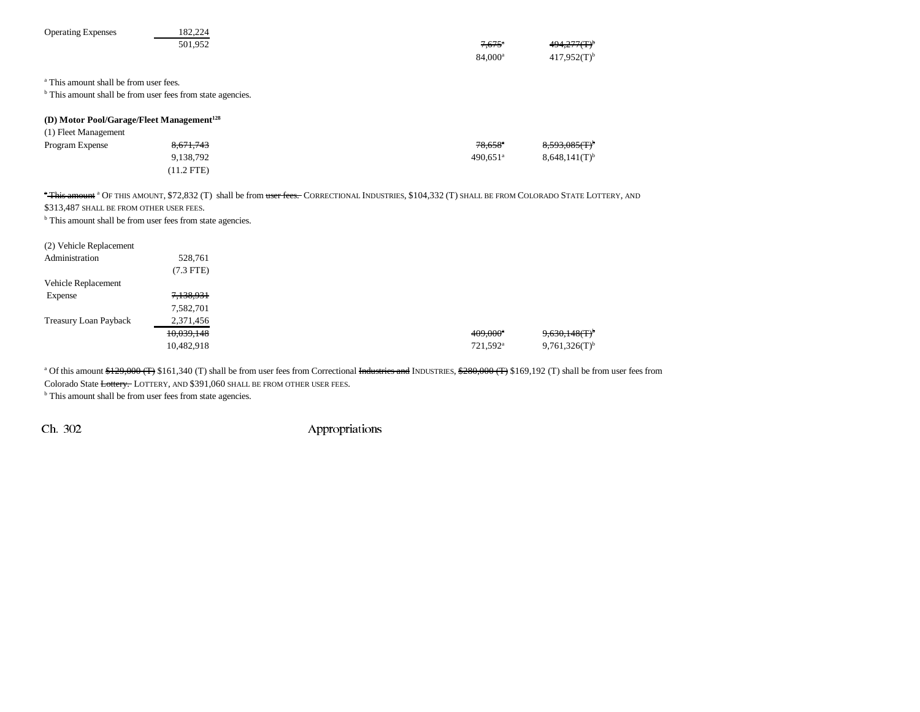| | | | |
|---|---|---|---|
| Operating Expenses | 182,224 | | |
| | 501,952 | ~~7,675~~[a] | ~~494,277(T)~~[b] |
| | | 84,000[a] | 417,952(T)[b] |

[a] This amount shall be from user fees.
[b] This amount shall be from user fees from state agencies.

**(D) Motor Pool/Garage/Fleet Management**[128]

| | | | |
|---|---|---|---|
| (1) Fleet Management | | | |
| Program Expense | ~~8,671,743~~ | ~~78,658~~[a] | ~~8,593,085(T)~~[b] |
| | 9,138,792 | 490,651[a] | 8,648,141(T)[b] |
| | (11.2 FTE) | | |

~~[a] This amount~~ [a] OF THIS AMOUNT, $72,832 (T) shall be from ~~user fees.~~ CORRECTIONAL INDUSTRIES, $104,332 (T) SHALL BE FROM COLORADO STATE LOTTERY, AND $313,487 SHALL BE FROM OTHER USER FEES.
[b] This amount shall be from user fees from state agencies.

| | | | |
|---|---|---|---|
| (2) Vehicle Replacement Administration | 528,761 | | |
| | (7.3 FTE) | | |
| Vehicle Replacement Expense | ~~7,138,931~~ | | |
| | 7,582,701 | | |
| Treasury Loan Payback | 2,371,456 | | |
| | ~~10,039,148~~ | ~~409,000~~[a] | ~~9,630,148(T)~~[b] |
| | 10,482,918 | 721,592[a] | 9,761,326(T)[b] |

[a] Of this amount ~~$129,000 (T)~~ $161,340 (T) shall be from user fees from Correctional ~~Industries and~~ INDUSTRIES, ~~$280,000 (T)~~ $169,192 (T) shall be from user fees from Colorado State ~~Lottery.~~ LOTTERY, AND $391,060 SHALL BE FROM OTHER USER FEES.
[b] This amount shall be from user fees from state agencies.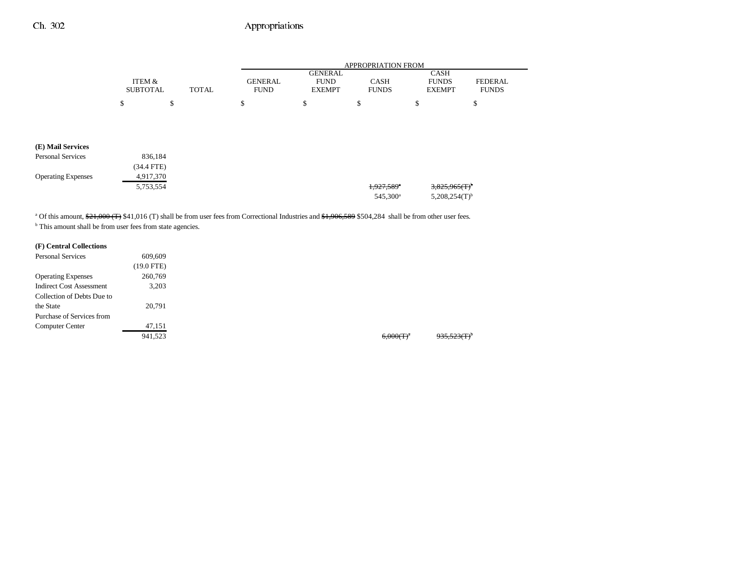| | ITEM & SUBTOTAL | TOTAL | GENERAL FUND | GENERAL FUND EXEMPT | CASH FUNDS | CASH FUNDS EXEMPT | FEDERAL FUNDS |
|---|---|---|---|---|---|---|---|
| | | | APPROPRIATION FROM | | | | |
| | $ | $ | $ | $ | $ | $ | $ |
| **(E) Mail Services** | | | | | | | |
| Personal Services | 836,184 | | | | | | |
| | (34.4 FTE) | | | | | | |
| Operating Expenses | 4,917,370 | | | | | | |
| | 5,753,554 | | | | ~~1,927,589~~[a] | ~~3,825,965(T)~~[b] | |
| | | | | | 545,300[a] | 5,208,254(T)[b] | |

[a] Of this amount, ~~$21,000 (T)~~ $41,016 (T) shall be from user fees from Correctional Industries and ~~$1,906,589~~ $504,284 shall be from other user fees.
[b] This amount shall be from user fees from state agencies.

| | ITEM & SUBTOTAL | TOTAL | GENERAL FUND | GENERAL FUND EXEMPT | CASH FUNDS | CASH FUNDS EXEMPT | FEDERAL FUNDS |
|---|---|---|---|---|---|---|---|
| **(F) Central Collections** | | | | | | | |
| Personal Services | 609,609 | | | | | | |
| | (19.0 FTE) | | | | | | |
| Operating Expenses | 260,769 | | | | | | |
| Indirect Cost Assessment | 3,203 | | | | | | |
| Collection of Debts Due to the State | 20,791 | | | | | | |
| Purchase of Services from Computer Center | 47,151 | | | | | | |
| | 941,523 | | | | ~~6,000(T)~~[a] | ~~935,523(T)~~[b] | |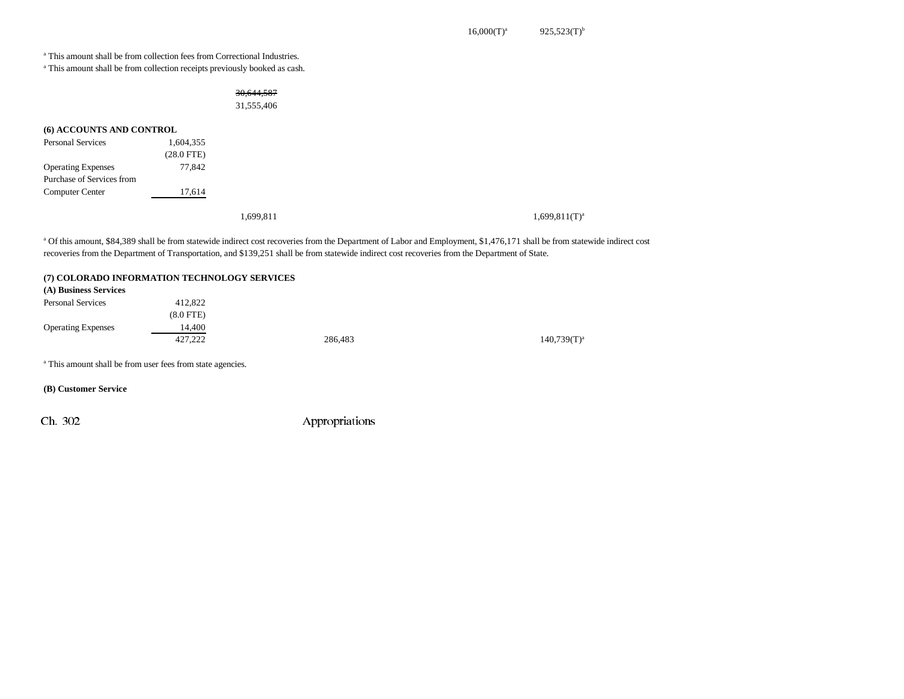| | | | | | |
|---|---|---|---|---|---|
| | | | | 16,000(T)[a] | 925,523(T)[b] |

[a] This amount shall be from collection fees from Correctional Industries.
[a] This amount shall be from collection receipts previously booked as cash.

| | |
|---|---|
| | ~~30,644,587~~ |
| | 31,555,406 |

**(6) ACCOUNTS AND CONTROL**

| | | | | | |
|---|---|---|---|---|---|
| Personal Services | 1,604,355 | | | | |
| | (28.0 FTE) | | | | |
| Operating Expenses | 77,842 | | | | |
| Purchase of Services from Computer Center | 17,614 | | | | |
| | | 1,699,811 | | | 1,699,811(T)[a] |

[a] Of this amount, $84,389 shall be from statewide indirect cost recoveries from the Department of Labor and Employment, $1,476,171 shall be from statewide indirect cost recoveries from the Department of Transportation, and $139,251 shall be from statewide indirect cost recoveries from the Department of State.

**(7) COLORADO INFORMATION TECHNOLOGY SERVICES**

**(A) Business Services**

| | | | | | |
|---|---|---|---|---|---|
| Personal Services | 412,822 | | | | |
| | (8.0 FTE) | | | | |
| Operating Expenses | 14,400 | | | | |
| | 427,222 | | 286,483 | | 140,739(T)[a] |

[a] This amount shall be from user fees from state agencies.

**(B) Customer Service**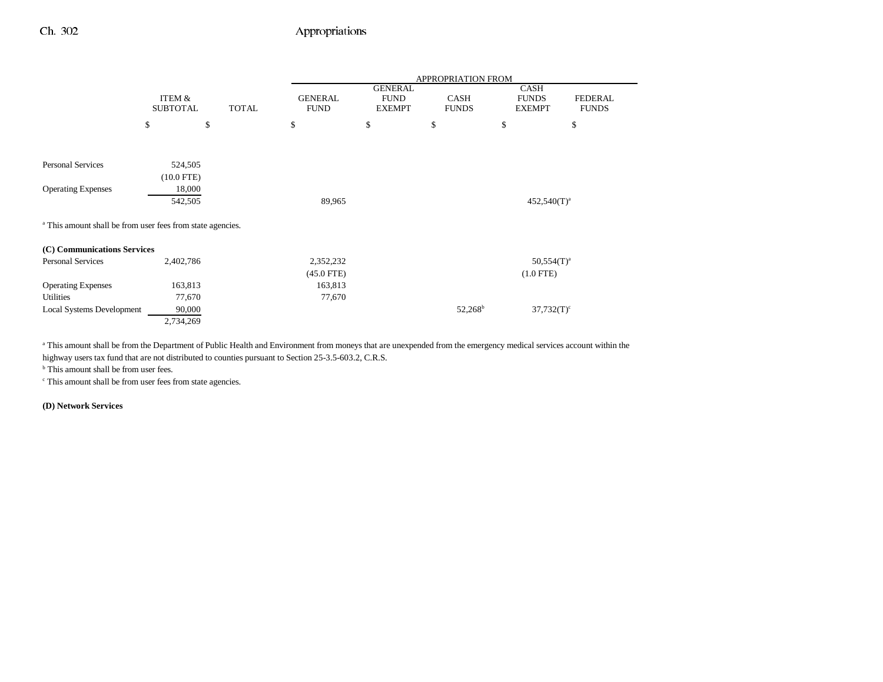| | ITEM & SUBTOTAL | TOTAL | GENERAL FUND | GENERAL FUND EXEMPT | CASH FUNDS | CASH FUNDS EXEMPT | FEDERAL FUNDS |
|---|---|---|---|---|---|---|---|
| | | | APPROPRIATION FROM | | | | |
| | $ | $ | $ | $ | $ | $ | $ |
| Personal Services | 524,505 | | | | | | |
| | (10.0 FTE) | | | | | | |
| Operating Expenses | 18,000 | | | | | | |
| | 542,505 | | 89,965 | | | 452,540(T)[a] | |

[a] This amount shall be from user fees from state agencies.

**(C) Communications Services**

| | ITEM & SUBTOTAL | TOTAL | GENERAL FUND | GENERAL FUND EXEMPT | CASH FUNDS | CASH FUNDS EXEMPT | FEDERAL FUNDS |
|---|---|---|---|---|---|---|---|
| Personal Services | 2,402,786 | | 2,352,232 | | | 50,554(T)[a] | |
| | | | (45.0 FTE) | | | (1.0 FTE) | |
| Operating Expenses | 163,813 | | 163,813 | | | | |
| Utilities | 77,670 | | 77,670 | | | | |
| Local Systems Development | 90,000 | | | | 52,268[b] | 37,732(T)[c] | |
| | 2,734,269 | | | | | | |

[a] This amount shall be from the Department of Public Health and Environment from moneys that are unexpended from the emergency medical services account within the highway users tax fund that are not distributed to counties pursuant to Section 25-3.5-603.2, C.R.S.

[b] This amount shall be from user fees.

[c] This amount shall be from user fees from state agencies.

**(D) Network Services**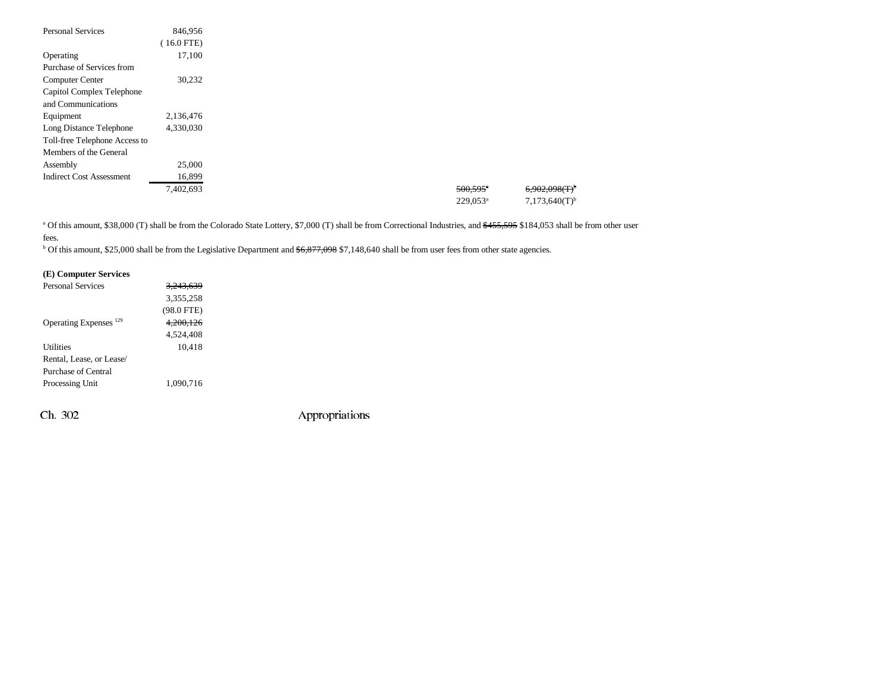| | | | | |
|---|---|---|---|---|
| Personal Services | 846,956 | | | |
| | ( 16.0 FTE) | | | |
| Operating | 17,100 | | | |
| Purchase of Services from Computer Center | 30,232 | | | |
| Capitol Complex Telephone and Communications Equipment | 2,136,476 | | | |
| Long Distance Telephone | 4,330,030 | | | |
| Toll-free Telephone Access to Members of the General Assembly | 25,000 | | | |
| Indirect Cost Assessment | 16,899 | | | |
| | 7,402,693 | | ~~500,595~~[a] | ~~6,902,098(T)~~[b] |
| | | | 229,053[a] | 7,173,640(T)[b] |

[a] Of this amount, $38,000 (T) shall be from the Colorado State Lottery, $7,000 (T) shall be from Correctional Industries, and ~~$455,595~~ $184,053 shall be from other user fees.

[b] Of this amount, $25,000 shall be from the Legislative Department and ~~$6,877,098~~ $7,148,640 shall be from user fees from other state agencies.

**(E) Computer Services**

| | |
|---|---|
| Personal Services | ~~3,243,639~~ |
| | 3,355,258 |
| | (98.0 FTE) |
| Operating Expenses [129] | ~~4,200,126~~ |
| | 4,524,408 |
| Utilities | 10,418 |
| Rental, Lease, or Lease/ Purchase of Central Processing Unit | 1,090,716 |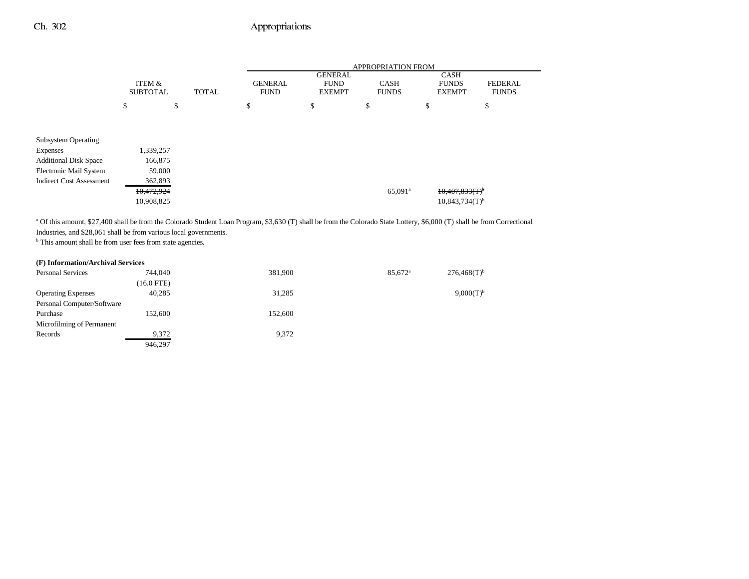| | ITEM & SUBTOTAL | TOTAL | GENERAL FUND | GENERAL FUND EXEMPT | CASH FUNDS | CASH FUNDS EXEMPT | FEDERAL FUNDS |
|---|---|---|---|---|---|---|---|
| | | | APPROPRIATION FROM | | | | |
| | $ | $ | $ | $ | $ | $ | $ |
| Subsystem Operating Expenses | 1,339,257 | | | | | | |
| Additional Disk Space | 166,875 | | | | | | |
| Electronic Mail System | 59,000 | | | | | | |
| Indirect Cost Assessment | 362,893 | | | | | | |
| | ~~10,472,924~~ | | | | 65,091[a] | ~~10,407,833(T)[b]~~ | |
| | 10,908,825 | | | | | 10,843,734(T)[b] | |

[a] Of this amount, $27,400 shall be from the Colorado Student Loan Program, $3,630 (T) shall be from the Colorado State Lottery, $6,000 (T) shall be from Correctional Industries, and $28,061 shall be from various local governments.
[b] This amount shall be from user fees from state agencies.

**(F) Information/Archival Services**

| | ITEM & SUBTOTAL | TOTAL | GENERAL FUND | GENERAL FUND EXEMPT | CASH FUNDS | CASH FUNDS EXEMPT | FEDERAL FUNDS |
|---|---|---|---|---|---|---|---|
| Personal Services | 744,040 (16.0 FTE) | | 381,900 | | 85,672[a] | 276,468(T)[b] | |
| Operating Expenses | 40,285 | | 31,285 | | | 9,000(T)[b] | |
| Personal Computer/Software Purchase | 152,600 | | 152,600 | | | | |
| Microfilming of Permanent Records | 9,372 | | 9,372 | | | | |
| | 946,297 | | | | | | |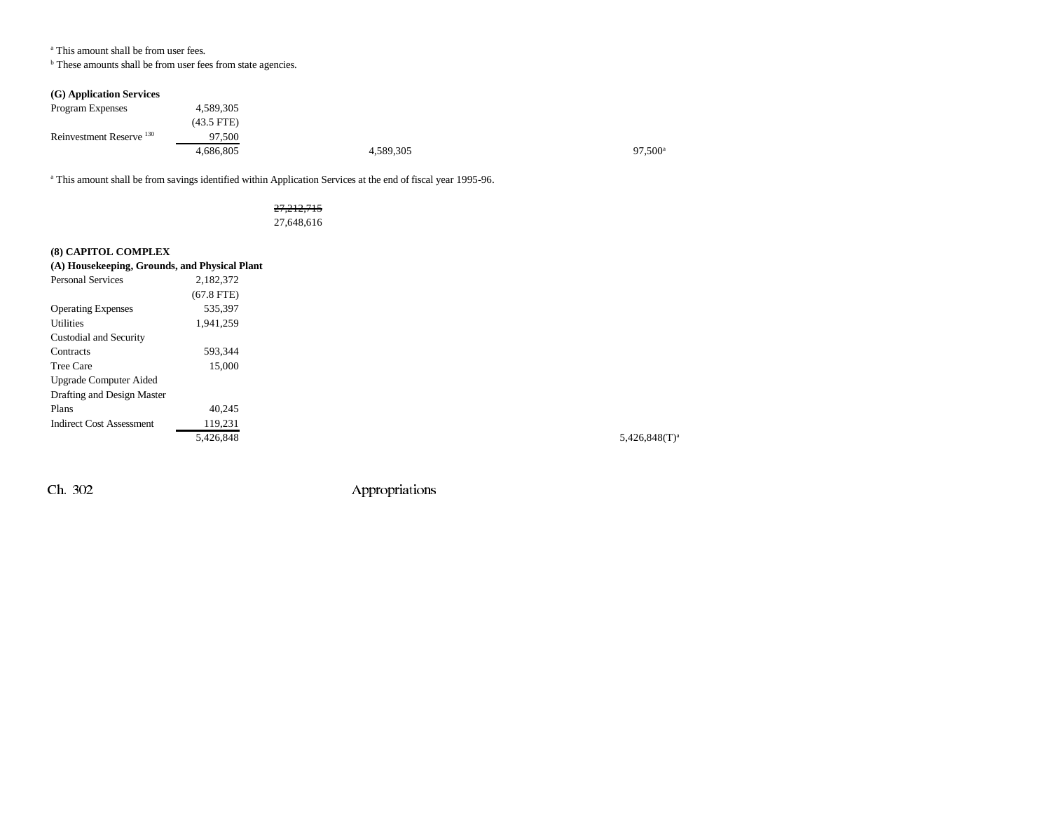[a] This amount shall be from user fees.
[b] These amounts shall be from user fees from state agencies.

**(G) Application Services**

| | | | | |
|---|---|---|---|---|
| Program Expenses | 4,589,305 | | | |
| | (43.5 FTE) | | | |
| Reinvestment Reserve [130] | 97,500 | | | |
| | 4,686,805 | | 4,589,305 | 97,500[a] |

[a] This amount shall be from savings identified within Application Services at the end of fiscal year 1995-96.

~~27,212,715~~
27,648,616

**(8) CAPITOL COMPLEX**

**(A) Housekeeping, Grounds, and Physical Plant**

| | | | |
|---|---|---|---|
| Personal Services | 2,182,372 | | |
| | (67.8 FTE) | | |
| Operating Expenses | 535,397 | | |
| Utilities | 1,941,259 | | |
| Custodial and Security Contracts | 593,344 | | |
| Tree Care | 15,000 | | |
| Upgrade Computer Aided Drafting and Design Master Plans | 40,245 | | |
| Indirect Cost Assessment | 119,231 | | |
| | 5,426,848 | | 5,426,848(T)[a] |

Ch. 302 Appropriations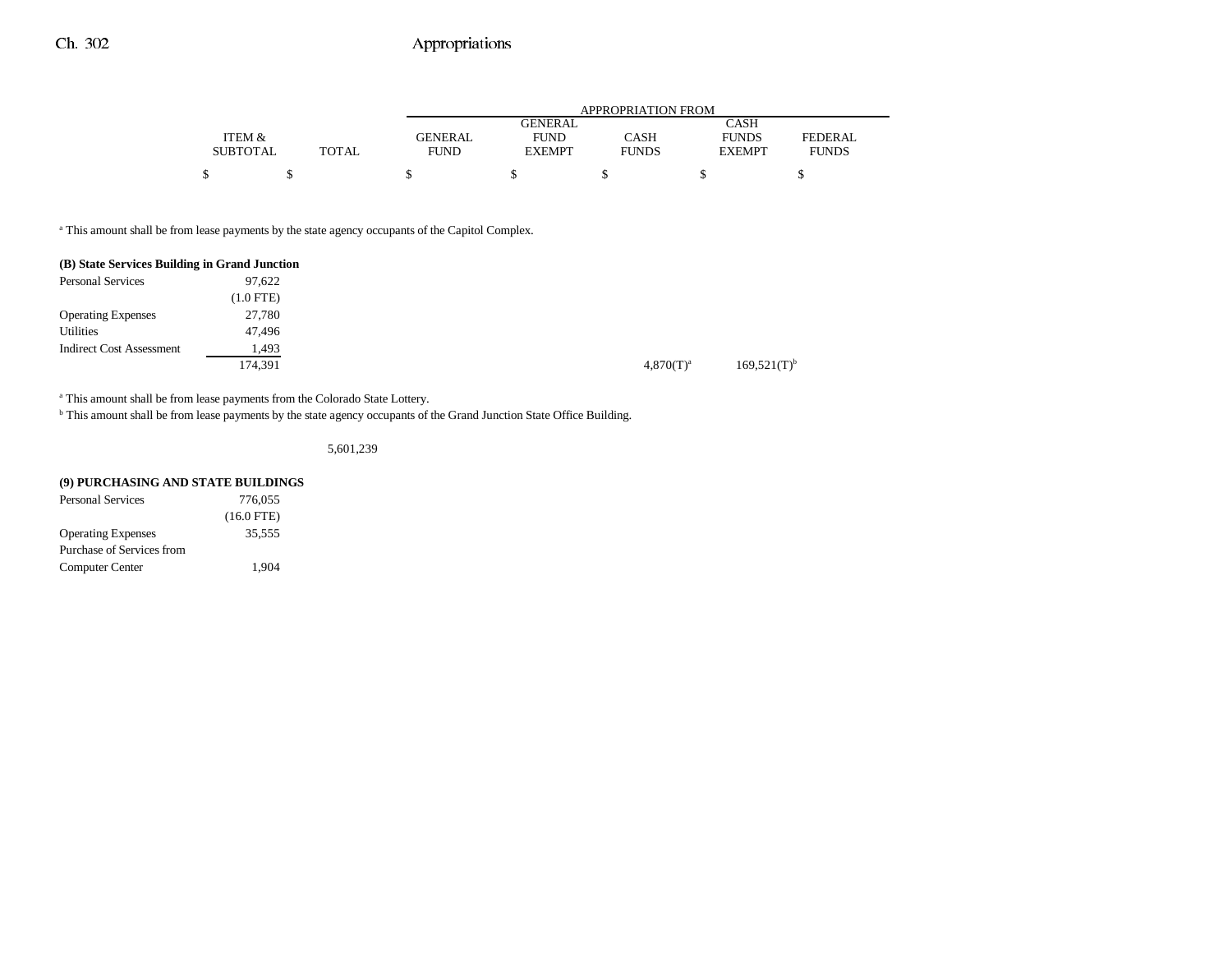| | ITEM & SUBTOTAL | TOTAL | GENERAL FUND | GENERAL FUND EXEMPT | CASH FUNDS | CASH FUNDS EXEMPT | FEDERAL FUNDS |
|---|---|---|---|---|---|---|---|
| | $ | $ | $ | $ | $ | $ | $ |

[a] This amount shall be from lease payments by the state agency occupants of the Capitol Complex.

| | ITEM & SUBTOTAL | TOTAL | GENERAL FUND | GENERAL FUND EXEMPT | CASH FUNDS | CASH FUNDS EXEMPT | FEDERAL FUNDS |
|---|---|---|---|---|---|---|---|
| **(B) State Services Building in Grand Junction** | | | | | | | |
| Personal Services | 97,622 | | | | | | |
| | (1.0 FTE) | | | | | | |
| Operating Expenses | 27,780 | | | | | | |
| Utilities | 47,496 | | | | | | |
| Indirect Cost Assessment | 1,493 | | | | | | |
| | 174,391 | | | | 4,870(T)[a] | 169,521(T)[b] | |

[a] This amount shall be from lease payments from the Colorado State Lottery.
[b] This amount shall be from lease payments by the state agency occupants of the Grand Junction State Office Building.

| | ITEM & SUBTOTAL | TOTAL | GENERAL FUND | GENERAL FUND EXEMPT | CASH FUNDS | CASH FUNDS EXEMPT | FEDERAL FUNDS |
|---|---|---|---|---|---|---|---|
| | | 5,601,239 | | | | | |
| **(9) PURCHASING AND STATE BUILDINGS** | | | | | | | |
| Personal Services | 776,055 | | | | | | |
| | (16.0 FTE) | | | | | | |
| Operating Expenses | 35,555 | | | | | | |
| Purchase of Services from Computer Center | 1,904 | | | | | | |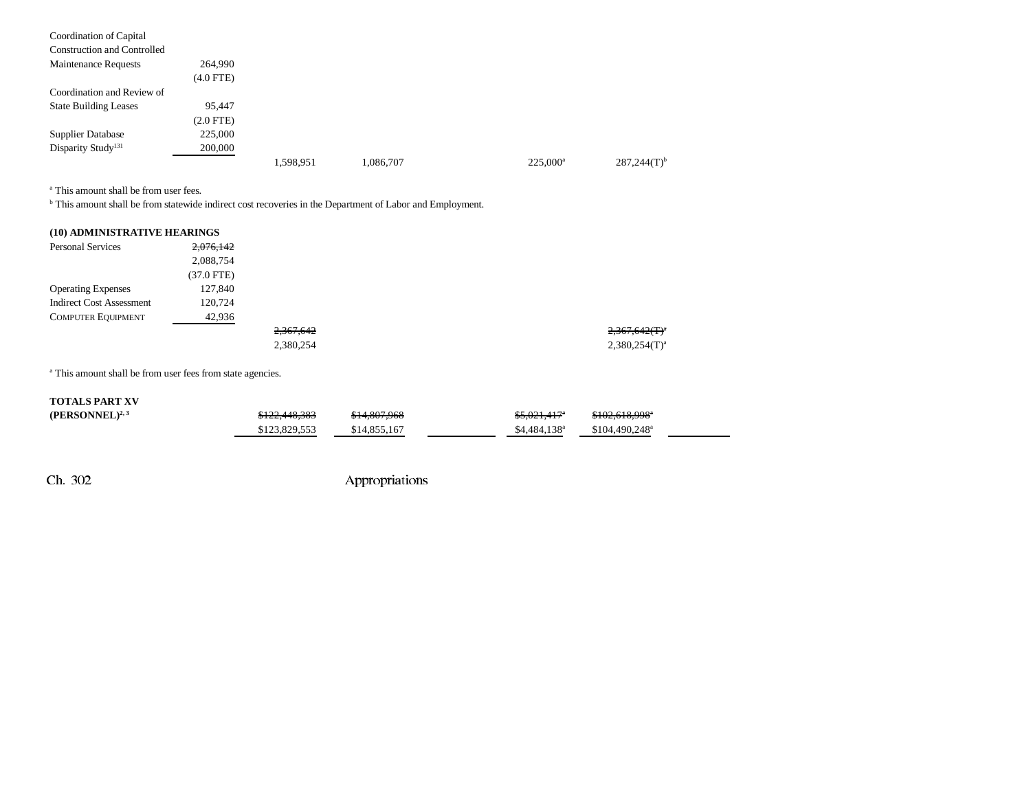| | | | | | | | |
|---|---|---|---|---|---|---|---|
| Coordination of Capital Construction and Controlled Maintenance Requests | 264,990 | | | | | | |
| | (4.0 FTE) | | | | | | |
| Coordination and Review of State Building Leases | 95,447 | | | | | | |
| | (2.0 FTE) | | | | | | |
| Supplier Database | 225,000 | | | | | | |
| Disparity Study[131] | 200,000 | | | | | | |
| | | 1,598,951 | 1,086,707 | | 225,000[a] | 287,244(T)[b] | |

[a] This amount shall be from user fees.

[b] This amount shall be from statewide indirect cost recoveries in the Department of Labor and Employment.

**(10) ADMINISTRATIVE HEARINGS**

| | | | | | | | |
|---|---|---|---|---|---|---|---|
| Personal Services | ~~2,076,142~~ 2,088,754 | | | | | | |
| | (37.0 FTE) | | | | | | |
| Operating Expenses | 127,840 | | | | | | |
| Indirect Cost Assessment | 120,724 | | | | | | |
| COMPUTER EQUIPMENT | 42,936 | | | | | | |
| | | ~~2,367,642~~ 2,380,254 | | | | ~~2,367,642(T)[a]~~ 2,380,254(T)[a] | |

[a] This amount shall be from user fees from state agencies.

| | | | | | | | |
|---|---|---|---|---|---|---|---|
| **TOTALS PART XV (PERSONNEL)**[2, 3] | | ~~$122,448,383~~ $123,829,553 | ~~$14,807,968~~ $14,855,167 | | ~~$5,021,417[a]~~ $4,484,138[a] | ~~$102,618,998[a]~~ $104,490,248[a] | |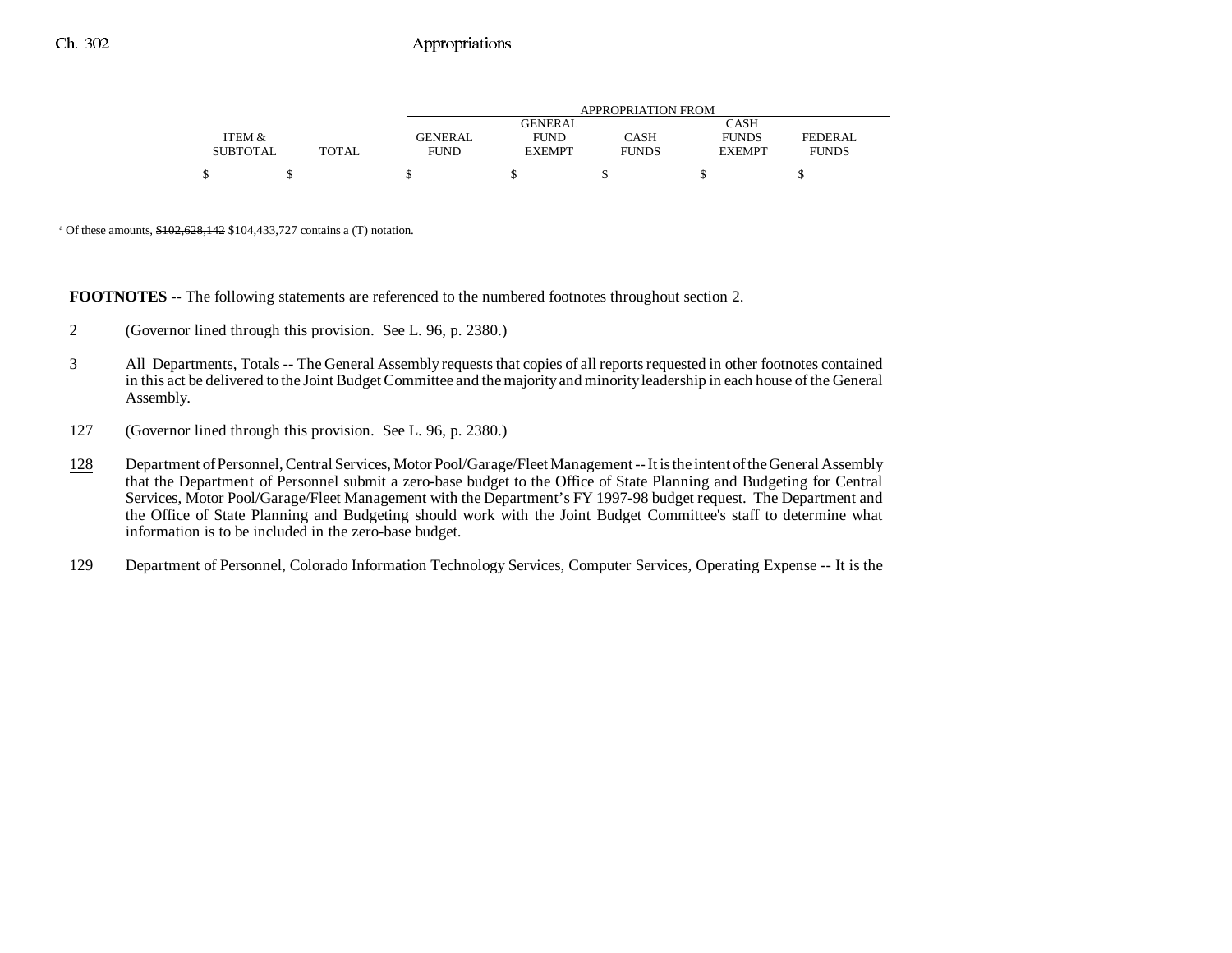| ITEM & SUBTOTAL | TOTAL | APPROPRIATION FROM GENERAL FUND | GENERAL FUND EXEMPT | CASH FUNDS | CASH FUNDS EXEMPT | FEDERAL FUNDS |
|---|---|---|---|---|---|---|
| $ | $ | $ | $ | $ | $ | $ |

[a] Of these amounts, ~~$102,628,142~~ $104,433,727 contains a (T) notation.

**FOOTNOTES** -- The following statements are referenced to the numbered footnotes throughout section 2.

2 (Governor lined through this provision. See L. 96, p. 2380.)

3 All Departments, Totals -- The General Assembly requests that copies of all reports requested in other footnotes contained in this act be delivered to the Joint Budget Committee and the majority and minority leadership in each house of the General Assembly.

127 (Governor lined through this provision. See L. 96, p. 2380.)

<u>128</u> Department of Personnel, Central Services, Motor Pool/Garage/Fleet Management -- It is the intent of the General Assembly that the Department of Personnel submit a zero-base budget to the Office of State Planning and Budgeting for Central Services, Motor Pool/Garage/Fleet Management with the Department's FY 1997-98 budget request. The Department and the Office of State Planning and Budgeting should work with the Joint Budget Committee's staff to determine what information is to be included in the zero-base budget.

129 Department of Personnel, Colorado Information Technology Services, Computer Services, Operating Expense -- It is the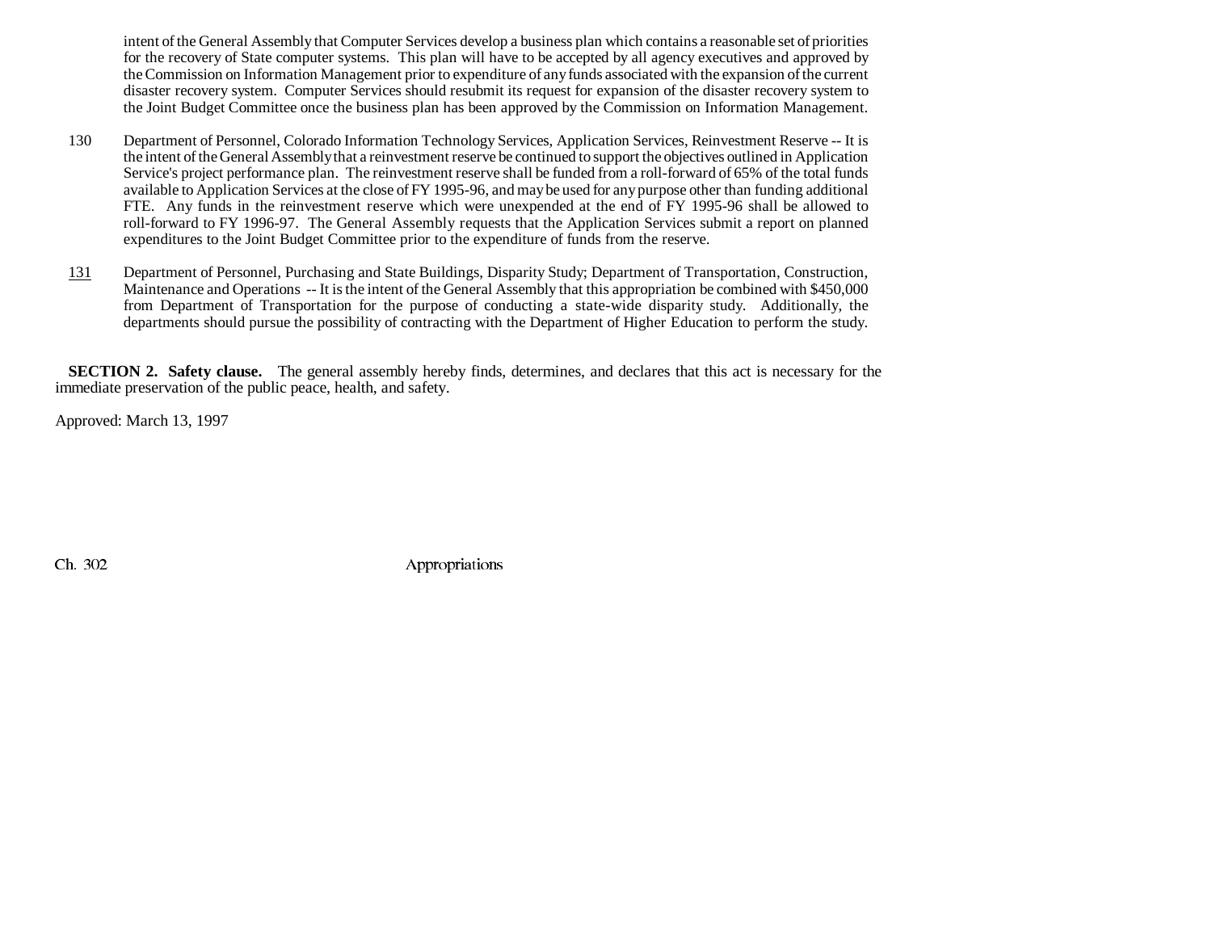intent of the General Assembly that Computer Services develop a business plan which contains a reasonable set of priorities for the recovery of State computer systems. This plan will have to be accepted by all agency executives and approved by the Commission on Information Management prior to expenditure of any funds associated with the expansion of the current disaster recovery system. Computer Services should resubmit its request for expansion of the disaster recovery system to the Joint Budget Committee once the business plan has been approved by the Commission on Information Management.

130 Department of Personnel, Colorado Information Technology Services, Application Services, Reinvestment Reserve -- It is the intent of the General Assembly that a reinvestment reserve be continued to support the objectives outlined in Application Service's project performance plan. The reinvestment reserve shall be funded from a roll-forward of 65% of the total funds available to Application Services at the close of FY 1995-96, and may be used for any purpose other than funding additional FTE. Any funds in the reinvestment reserve which were unexpended at the end of FY 1995-96 shall be allowed to roll-forward to FY 1996-97. The General Assembly requests that the Application Services submit a report on planned expenditures to the Joint Budget Committee prior to the expenditure of funds from the reserve.

131 Department of Personnel, Purchasing and State Buildings, Disparity Study; Department of Transportation, Construction, Maintenance and Operations -- It is the intent of the General Assembly that this appropriation be combined with $450,000 from Department of Transportation for the purpose of conducting a state-wide disparity study. Additionally, the departments should pursue the possibility of contracting with the Department of Higher Education to perform the study.

**SECTION 2. Safety clause.** The general assembly hereby finds, determines, and declares that this act is necessary for the immediate preservation of the public peace, health, and safety.

Approved: March 13, 1997